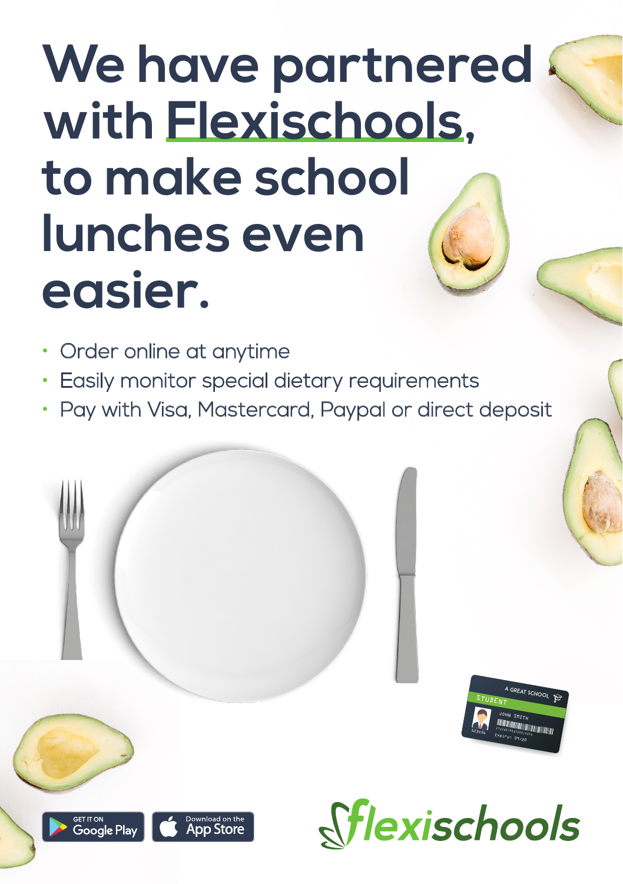# We have partnered with Flexischools, to make school lunches even easier.

- Order online at anytime
- Easily monitor special dietary requirements
- Pay with Visa, Mastercard, Paypal or direct deposit

GET IT ON Google Play

Download on the App Store

flexischools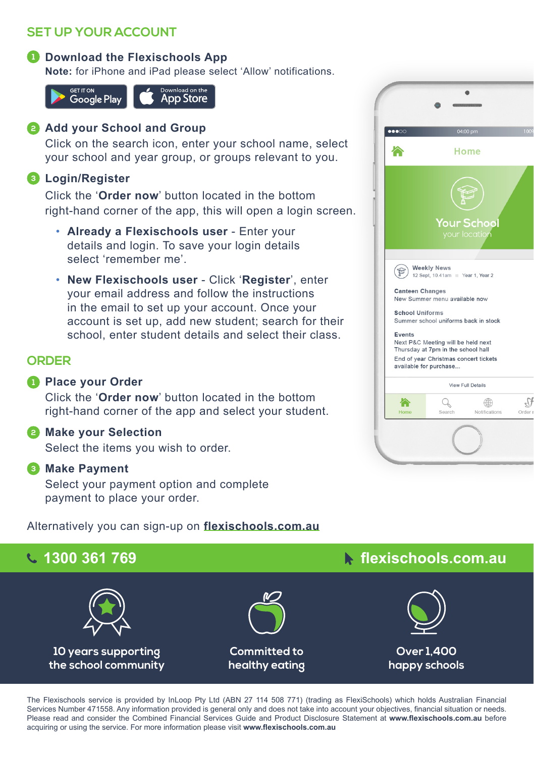## SET UP YOUR ACCOUNT

### 1 Download the Flexischools App

**Note:** for iPhone and iPad please select 'Allow' notifications.

GET IT ON Google Play | Download on the App Store

### 2 Add your School and Group

Click on the search icon, enter your school name, select your school and year group, or groups relevant to you.

### 3 Login/Register

Click the '**Order now**' button located in the bottom right-hand corner of the app, this will open a login screen.

- **Already a Flexischools user** - Enter your details and login. To save your login details select 'remember me'.
- **New Flexischools user** - Click '**Register**', enter your email address and follow the instructions in the email to set up your account. Once your account is set up, add new student; search for their school, enter student details and select their class.

## ORDER

### 1 Place your Order

Click the '**Order now**' button located in the bottom right-hand corner of the app and select your student.

### 2 Make your Selection

Select the items you wish to order.

### 3 Make Payment

Select your payment option and complete payment to place your order.

Alternatively you can sign-up on **flexischools.com.au**

**1300 361 769** **flexischools.com.au**

10 years supporting the school community

Committed to healthy eating

Over 1,400 happy schools

The Flexischools service is provided by InLoop Pty Ltd (ABN 27 114 508 771) (trading as FlexiSchools) which holds Australian Financial Services Number 471558. Any information provided is general only and does not take into account your objectives, financial situation or needs. Please read and consider the Combined Financial Services Guide and Product Disclosure Statement at **www.flexischools.com.au** before acquiring or using the service. For more information please visit **www.flexischools.com.au**